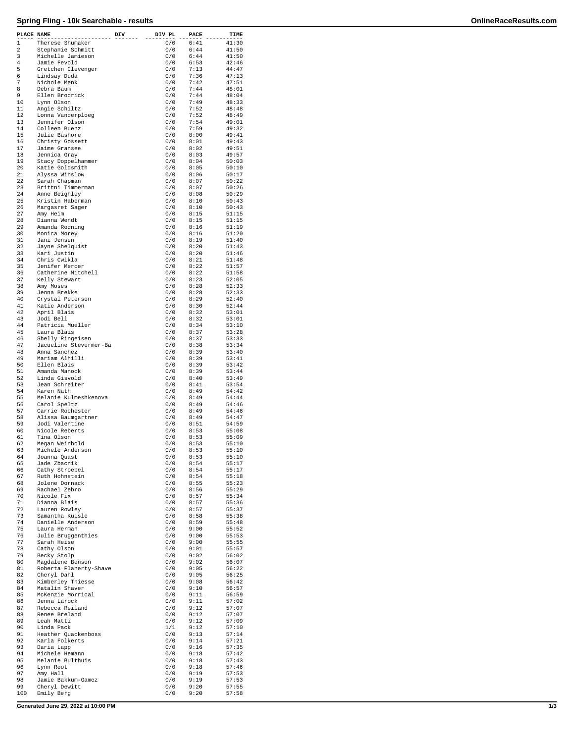# Spring Fling - 10k Searchable - results

| PLACE | NAME | DIV | DIV PL | PACE | TIME |
|---|---|---|---|---|---|
| 1 | Therese Shumaker | | 0/0 | 6:41 | 41:30 |
| 2 | Stephanie Schmitt | | 0/0 | 6:44 | 41:50 |
| 3 | Michelle Jamieson | | 0/0 | 6:44 | 41:50 |
| 4 | Jamie Fevold | | 0/0 | 6:53 | 42:46 |
| 5 | Gretchen Clevenger | | 0/0 | 7:13 | 44:47 |
| 6 | Lindsay Duda | | 0/0 | 7:36 | 47:13 |
| 7 | Nichole Menk | | 0/0 | 7:42 | 47:51 |
| 8 | Debra Baum | | 0/0 | 7:44 | 48:01 |
| 9 | Ellen Brodrick | | 0/0 | 7:44 | 48:04 |
| 10 | Lynn Olson | | 0/0 | 7:49 | 48:33 |
| 11 | Angie Schiltz | | 0/0 | 7:52 | 48:48 |
| 12 | Lonna Vanderploeg | | 0/0 | 7:52 | 48:49 |
| 13 | Jennifer Olson | | 0/0 | 7:54 | 49:01 |
| 14 | Colleen Buenz | | 0/0 | 7:59 | 49:32 |
| 15 | Julie Bashore | | 0/0 | 8:00 | 49:41 |
| 16 | Christy Gossett | | 0/0 | 8:01 | 49:43 |
| 17 | Jaime Gransee | | 0/0 | 8:02 | 49:51 |
| 18 | Jennica Gray | | 0/0 | 8:03 | 49:57 |
| 19 | Stacy Doppelhammer | | 0/0 | 8:04 | 50:03 |
| 20 | Katie Goldsmith | | 0/0 | 8:05 | 50:10 |
| 21 | Alyssa Winslow | | 0/0 | 8:06 | 50:17 |
| 22 | Sarah Chapman | | 0/0 | 8:07 | 50:22 |
| 23 | Brittni Timmerman | | 0/0 | 8:07 | 50:26 |
| 24 | Anne Beighley | | 0/0 | 8:08 | 50:29 |
| 25 | Kristin Haberman | | 0/0 | 8:10 | 50:43 |
| 26 | Margasret Sager | | 0/0 | 8:10 | 50:43 |
| 27 | Amy Heim | | 0/0 | 8:15 | 51:15 |
| 28 | Dianna Wendt | | 0/0 | 8:15 | 51:15 |
| 29 | Amanda Rodning | | 0/0 | 8:16 | 51:19 |
| 30 | Monica Morey | | 0/0 | 8:16 | 51:20 |
| 31 | Jani Jensen | | 0/0 | 8:19 | 51:40 |
| 32 | Jayne Shelquist | | 0/0 | 8:20 | 51:43 |
| 33 | Kari Justin | | 0/0 | 8:20 | 51:46 |
| 34 | Chris Cwikla | | 0/0 | 8:21 | 51:48 |
| 35 | Jenifer Mercer | | 0/0 | 8:22 | 51:57 |
| 36 | Catherine Mitchell | | 0/0 | 8:22 | 51:58 |
| 37 | Kelly Stewart | | 0/0 | 8:23 | 52:05 |
| 38 | Amy Moses | | 0/0 | 8:28 | 52:33 |
| 39 | Jenna Brekke | | 0/0 | 8:28 | 52:33 |
| 40 | Crystal Peterson | | 0/0 | 8:29 | 52:40 |
| 41 | Katie Anderson | | 0/0 | 8:30 | 52:44 |
| 42 | April Blais | | 0/0 | 8:32 | 53:01 |
| 43 | Jodi Bell | | 0/0 | 8:32 | 53:01 |
| 44 | Patricia Mueller | | 0/0 | 8:34 | 53:10 |
| 45 | Laura Blais | | 0/0 | 8:37 | 53:28 |
| 46 | Shelly Ringeisen | | 0/0 | 8:37 | 53:33 |
| 47 | Jacueline Stevermer-Ba | | 0/0 | 8:38 | 53:34 |
| 48 | Anna Sanchez | | 0/0 | 8:39 | 53:40 |
| 49 | Mariam Alhilli | | 0/0 | 8:39 | 53:41 |
| 50 | Ellen Blais | | 0/0 | 8:39 | 53:42 |
| 51 | Amanda Manock | | 0/0 | 8:39 | 53:44 |
| 52 | Linda Gisvold | | 0/0 | 8:40 | 53:49 |
| 53 | Jean Schreiter | | 0/0 | 8:41 | 53:54 |
| 54 | Karen Nath | | 0/0 | 8:49 | 54:42 |
| 55 | Melanie Kulmeshkenova | | 0/0 | 8:49 | 54:44 |
| 56 | Carol Speltz | | 0/0 | 8:49 | 54:46 |
| 57 | Carrie Rochester | | 0/0 | 8:49 | 54:46 |
| 58 | Alissa Baumgartner | | 0/0 | 8:49 | 54:47 |
| 59 | Jodi Valentine | | 0/0 | 8:51 | 54:59 |
| 60 | Nicole Reberts | | 0/0 | 8:53 | 55:08 |
| 61 | Tina Olson | | 0/0 | 8:53 | 55:09 |
| 62 | Megan Weinhold | | 0/0 | 8:53 | 55:10 |
| 63 | Michele Anderson | | 0/0 | 8:53 | 55:10 |
| 64 | Joanna Quast | | 0/0 | 8:53 | 55:10 |
| 65 | Jade Zbacnik | | 0/0 | 8:54 | 55:17 |
| 66 | Cathy Stroebel | | 0/0 | 8:54 | 55:17 |
| 67 | Ruth Hohnstein | | 0/0 | 8:54 | 55:18 |
| 68 | Jolene Dornack | | 0/0 | 8:55 | 55:23 |
| 69 | Rachael Zebro | | 0/0 | 8:56 | 55:29 |
| 70 | Nicole Fix | | 0/0 | 8:57 | 55:34 |
| 71 | Dianna Blais | | 0/0 | 8:57 | 55:36 |
| 72 | Lauren Rowley | | 0/0 | 8:57 | 55:37 |
| 73 | Samantha Kuisle | | 0/0 | 8:58 | 55:38 |
| 74 | Danielle Anderson | | 0/0 | 8:59 | 55:48 |
| 75 | Laura Herman | | 0/0 | 9:00 | 55:52 |
| 76 | Julie Bruggenthies | | 0/0 | 9:00 | 55:53 |
| 77 | Sarah Heise | | 0/0 | 9:00 | 55:55 |
| 78 | Cathy Olson | | 0/0 | 9:01 | 55:57 |
| 79 | Becky Stolp | | 0/0 | 9:02 | 56:02 |
| 80 | Magdalene Benson | | 0/0 | 9:02 | 56:07 |
| 81 | Roberta Flaherty-Shave | | 0/0 | 9:05 | 56:22 |
| 82 | Cheryl Dahl | | 0/0 | 9:05 | 56:25 |
| 83 | Kimberley Thiesse | | 0/0 | 9:08 | 56:42 |
| 84 | Matalin Shaver | | 0/0 | 9:10 | 56:57 |
| 85 | McKenzie Morrical | | 0/0 | 9:11 | 56:59 |
| 86 | Jenna Larock | | 0/0 | 9:11 | 57:02 |
| 87 | Rebecca Reiland | | 0/0 | 9:12 | 57:07 |
| 88 | Renee Breland | | 0/0 | 9:12 | 57:07 |
| 89 | Leah Matti | | 0/0 | 9:12 | 57:09 |
| 90 | Linda Pack | | 1/1 | 9:12 | 57:10 |
| 91 | Heather Quackenboss | | 0/0 | 9:13 | 57:14 |
| 92 | Karla Folkerts | | 0/0 | 9:14 | 57:21 |
| 93 | Daria Lapp | | 0/0 | 9:16 | 57:35 |
| 94 | Michele Hemann | | 0/0 | 9:18 | 57:42 |
| 95 | Melanie Bulthuis | | 0/0 | 9:18 | 57:43 |
| 96 | Lynn Root | | 0/0 | 9:18 | 57:46 |
| 97 | Amy Hall | | 0/0 | 9:19 | 57:53 |
| 98 | Jamie Bakkum-Gamez | | 0/0 | 9:19 | 57:53 |
| 99 | Cheryl Dewitt | | 0/0 | 9:20 | 57:55 |
| 100 | Emily Berg | | 0/0 | 9:20 | 57:58 |

Generated June 29, 2022 at 10:00 PM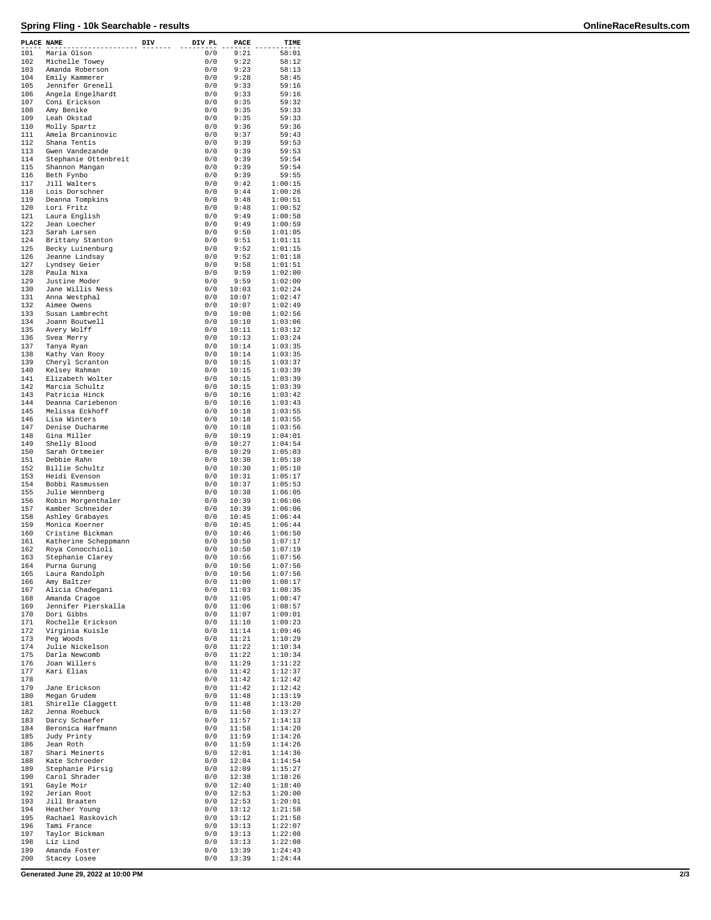# Spring Fling - 10k Searchable - results

| PLACE | NAME | DIV | DIV PL | PACE | TIME |
|---|---|---|---|---|---|
| 101 | Maria Olson | | 0/0 | 9:21 | 58:01 |
| 102 | Michelle Towey | | 0/0 | 9:22 | 58:12 |
| 103 | Amanda Roberson | | 0/0 | 9:23 | 58:13 |
| 104 | Emily Kammerer | | 0/0 | 9:28 | 58:45 |
| 105 | Jennifer Grenell | | 0/0 | 9:33 | 59:16 |
| 106 | Angela Engelhardt | | 0/0 | 9:33 | 59:16 |
| 107 | Coni Ericksson | | 0/0 | 9:35 | 59:32 |
| 108 | Amy Benike | | 0/0 | 9:35 | 59:33 |
| 109 | Leah Okstad | | 0/0 | 9:35 | 59:33 |
| 110 | Molly Spartz | | 0/0 | 9:36 | 59:36 |
| 111 | Amela Brcaninovic | | 0/0 | 9:37 | 59:43 |
| 112 | Shana Tentis | | 0/0 | 9:39 | 59:53 |
| 113 | Gwen Vandezande | | 0/0 | 9:39 | 59:53 |
| 114 | Stephanie Ottenbreit | | 0/0 | 9:39 | 59:54 |
| 115 | Shannon Mangan | | 0/0 | 9:39 | 59:54 |
| 116 | Beth Fynbo | | 0/0 | 9:39 | 59:55 |
| 117 | Jill Walters | | 0/0 | 9:42 | 1:00:15 |
| 118 | Lois Dorschner | | 0/0 | 9:44 | 1:00:26 |
| 119 | Deanna Tompkins | | 0/0 | 9:48 | 1:00:51 |
| 120 | Lori Fritz | | 0/0 | 9:48 | 1:00:52 |
| 121 | Laura English | | 0/0 | 9:49 | 1:00:58 |
| 122 | Jean Loecher | | 0/0 | 9:49 | 1:00:59 |
| 123 | Sarah Larsen | | 0/0 | 9:50 | 1:01:05 |
| 124 | Brittany Stanton | | 0/0 | 9:51 | 1:01:11 |
| 125 | Becky Luinenburg | | 0/0 | 9:52 | 1:01:15 |
| 126 | Jeanne Lindsay | | 0/0 | 9:52 | 1:01:18 |
| 127 | Lyndsey Geier | | 0/0 | 9:58 | 1:01:51 |
| 128 | Paula Nixa | | 0/0 | 9:59 | 1:02:00 |
| 129 | Justine Moder | | 0/0 | 9:59 | 1:02:00 |
| 130 | Jane Willis Ness | | 0/0 | 10:03 | 1:02:24 |
| 131 | Anna Westphal | | 0/0 | 10:07 | 1:02:47 |
| 132 | Aimee Owens | | 0/0 | 10:07 | 1:02:49 |
| 133 | Susan Lambrecht | | 0/0 | 10:08 | 1:02:56 |
| 134 | Joann Boutwell | | 0/0 | 10:10 | 1:03:06 |
| 135 | Avery Wolff | | 0/0 | 10:11 | 1:03:12 |
| 136 | Svea Merry | | 0/0 | 10:13 | 1:03:24 |
| 137 | Tanya Ryan | | 0/0 | 10:14 | 1:03:35 |
| 138 | Kathy Van Rooy | | 0/0 | 10:14 | 1:03:35 |
| 139 | Cheryl Scranton | | 0/0 | 10:15 | 1:03:37 |
| 140 | Kelsey Rahman | | 0/0 | 10:15 | 1:03:39 |
| 141 | Elizabeth Wolter | | 0/0 | 10:15 | 1:03:39 |
| 142 | Marcia Schultz | | 0/0 | 10:15 | 1:03:39 |
| 143 | Patricia Hinck | | 0/0 | 10:16 | 1:03:42 |
| 144 | Deanna Cariebenon | | 0/0 | 10:16 | 1:03:43 |
| 145 | Melissa Eckhoff | | 0/0 | 10:18 | 1:03:55 |
| 146 | Lisa Winters | | 0/0 | 10:18 | 1:03:55 |
| 147 | Denise Ducharme | | 0/0 | 10:18 | 1:03:56 |
| 148 | Gina Miller | | 0/0 | 10:19 | 1:04:01 |
| 149 | Shelly Blood | | 0/0 | 10:27 | 1:04:54 |
| 150 | Sarah Ortmeier | | 0/0 | 10:29 | 1:05:03 |
| 151 | Debbie Rahn | | 0/0 | 10:30 | 1:05:10 |
| 152 | Billie Schultz | | 0/0 | 10:30 | 1:05:10 |
| 153 | Heidi Evenson | | 0/0 | 10:31 | 1:05:17 |
| 154 | Bobbi Rasmussen | | 0/0 | 10:37 | 1:05:53 |
| 155 | Julie Wennberg | | 0/0 | 10:38 | 1:06:05 |
| 156 | Robin Morgenthaler | | 0/0 | 10:39 | 1:06:06 |
| 157 | Kamber Schneider | | 0/0 | 10:39 | 1:06:06 |
| 158 | Ashley Grabayes | | 0/0 | 10:45 | 1:06:44 |
| 159 | Monica Koerner | | 0/0 | 10:45 | 1:06:44 |
| 160 | Cristine Bickman | | 0/0 | 10:46 | 1:06:50 |
| 161 | Katherine Scheppmann | | 0/0 | 10:50 | 1:07:17 |
| 162 | Roya Conocchioli | | 0/0 | 10:50 | 1:07:19 |
| 163 | Stephanie Clarey | | 0/0 | 10:56 | 1:07:56 |
| 164 | Purna Gurung | | 0/0 | 10:56 | 1:07:56 |
| 165 | Laura Randolph | | 0/0 | 10:56 | 1:07:56 |
| 166 | Amy Baltzer | | 0/0 | 11:00 | 1:08:17 |
| 167 | Alicia Chadegani | | 0/0 | 11:03 | 1:08:35 |
| 168 | Amanda Cragoe | | 0/0 | 11:05 | 1:08:47 |
| 169 | Jennifer Pierskalla | | 0/0 | 11:06 | 1:08:57 |
| 170 | Dori Gibbs | | 0/0 | 11:07 | 1:09:01 |
| 171 | Rochelle Erickson | | 0/0 | 11:10 | 1:09:23 |
| 172 | Virginia Kuisle | | 0/0 | 11:14 | 1:09:46 |
| 173 | Peg Woods | | 0/0 | 11:21 | 1:10:29 |
| 174 | Julie Nickelson | | 0/0 | 11:22 | 1:10:34 |
| 175 | Darla Newcomb | | 0/0 | 11:22 | 1:10:34 |
| 176 | Joan Willers | | 0/0 | 11:29 | 1:11:22 |
| 177 | Kari Elias | | 0/0 | 11:42 | 1:12:37 |
| 178 | | | 0/0 | 11:42 | 1:12:42 |
| 179 | Jane Erickson | | 0/0 | 11:42 | 1:12:42 |
| 180 | Megan Grudem | | 0/0 | 11:48 | 1:13:19 |
| 181 | Shirelle Claggett | | 0/0 | 11:48 | 1:13:20 |
| 182 | Jenna Roebuck | | 0/0 | 11:50 | 1:13:27 |
| 183 | Darcy Schaefer | | 0/0 | 11:57 | 1:14:13 |
| 184 | Beronica Harfmann | | 0/0 | 11:58 | 1:14:20 |
| 185 | Judy Printy | | 0/0 | 11:59 | 1:14:26 |
| 186 | Jean Roth | | 0/0 | 11:59 | 1:14:26 |
| 187 | Shari Meinerts | | 0/0 | 12:01 | 1:14:36 |
| 188 | Kate Schroeder | | 0/0 | 12:04 | 1:14:54 |
| 189 | Stephanie Pirsig | | 0/0 | 12:09 | 1:15:27 |
| 190 | Carol Shrader | | 0/0 | 12:38 | 1:18:26 |
| 191 | Gayle Moir | | 0/0 | 12:40 | 1:18:40 |
| 192 | Jerian Root | | 0/0 | 12:53 | 1:20:00 |
| 193 | Jill Braaten | | 0/0 | 12:53 | 1:20:01 |
| 194 | Heather Young | | 0/0 | 13:12 | 1:21:58 |
| 195 | Rachael Raskovich | | 0/0 | 13:12 | 1:21:58 |
| 196 | Tami France | | 0/0 | 13:13 | 1:22:07 |
| 197 | Taylor Bickman | | 0/0 | 13:13 | 1:22:08 |
| 198 | Liz Lind | | 0/0 | 13:13 | 1:22:08 |
| 199 | Amanda Foster | | 0/0 | 13:39 | 1:24:43 |
| 200 | Stacey Losee | | 0/0 | 13:39 | 1:24:44 |

Generated June 29, 2022 at 10:00 PM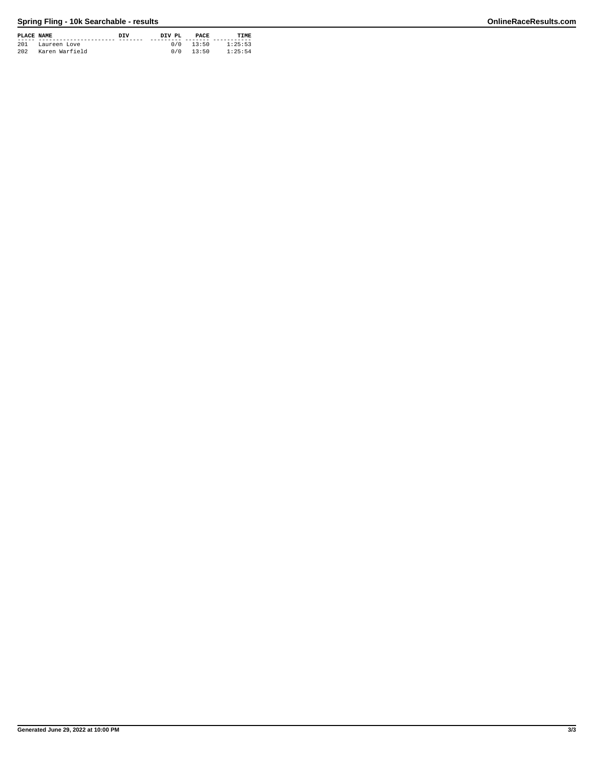| PLACE | NAME | DIV | DIV PL | PACE | TIME |
|---|---|---|---|---|---|
| 201 | Laureen Love | | 0/0 | 13:50 | 1:25:53 |
| 202 | Karen Warfield | | 0/0 | 13:50 | 1:25:54 |